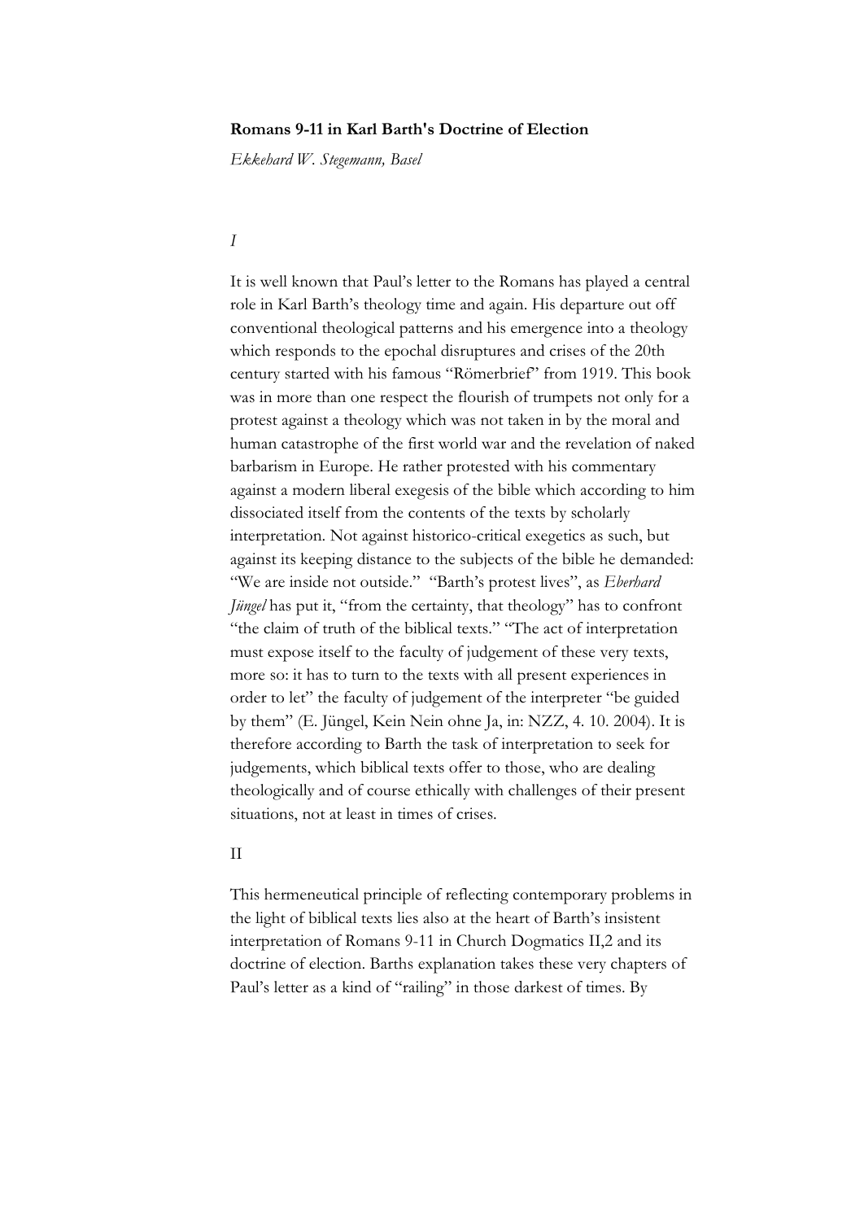**Romans 9-11 in Karl Barth's Doctrine of Election**

*Ekkehard W. Stegemann, Basel*

*I*

It is well known that Paul's letter to the Romans has played a central role in Karl Barth's theology time and again. His departure out off conventional theological patterns and his emergence into a theology which responds to the epochal disruptures and crises of the 20th century started with his famous "Römerbrief" from 1919. This book was in more than one respect the flourish of trumpets not only for a protest against a theology which was not taken in by the moral and human catastrophe of the first world war and the revelation of naked barbarism in Europe. He rather protested with his commentary against a modern liberal exegesis of the bible which according to him dissociated itself from the contents of the texts by scholarly interpretation. Not against historico-critical exegetics as such, but against its keeping distance to the subjects of the bible he demanded: "We are inside not outside." "Barth's protest lives", as *Eberhard Jüngel* has put it, "from the certainty, that theology" has to confront "the claim of truth of the biblical texts." "The act of interpretation must expose itself to the faculty of judgement of these very texts, more so: it has to turn to the texts with all present experiences in order to let" the faculty of judgement of the interpreter "be guided by them" (E. Jüngel, Kein Nein ohne Ja, in: NZZ, 4. 10. 2004). It is therefore according to Barth the task of interpretation to seek for judgements, which biblical texts offer to those, who are dealing theologically and of course ethically with challenges of their present situations, not at least in times of crises.

II

This hermeneutical principle of reflecting contemporary problems in the light of biblical texts lies also at the heart of Barth's insistent interpretation of Romans 9-11 in Church Dogmatics II,2 and its doctrine of election. Barths explanation takes these very chapters of Paul's letter as a kind of "railing" in those darkest of times. By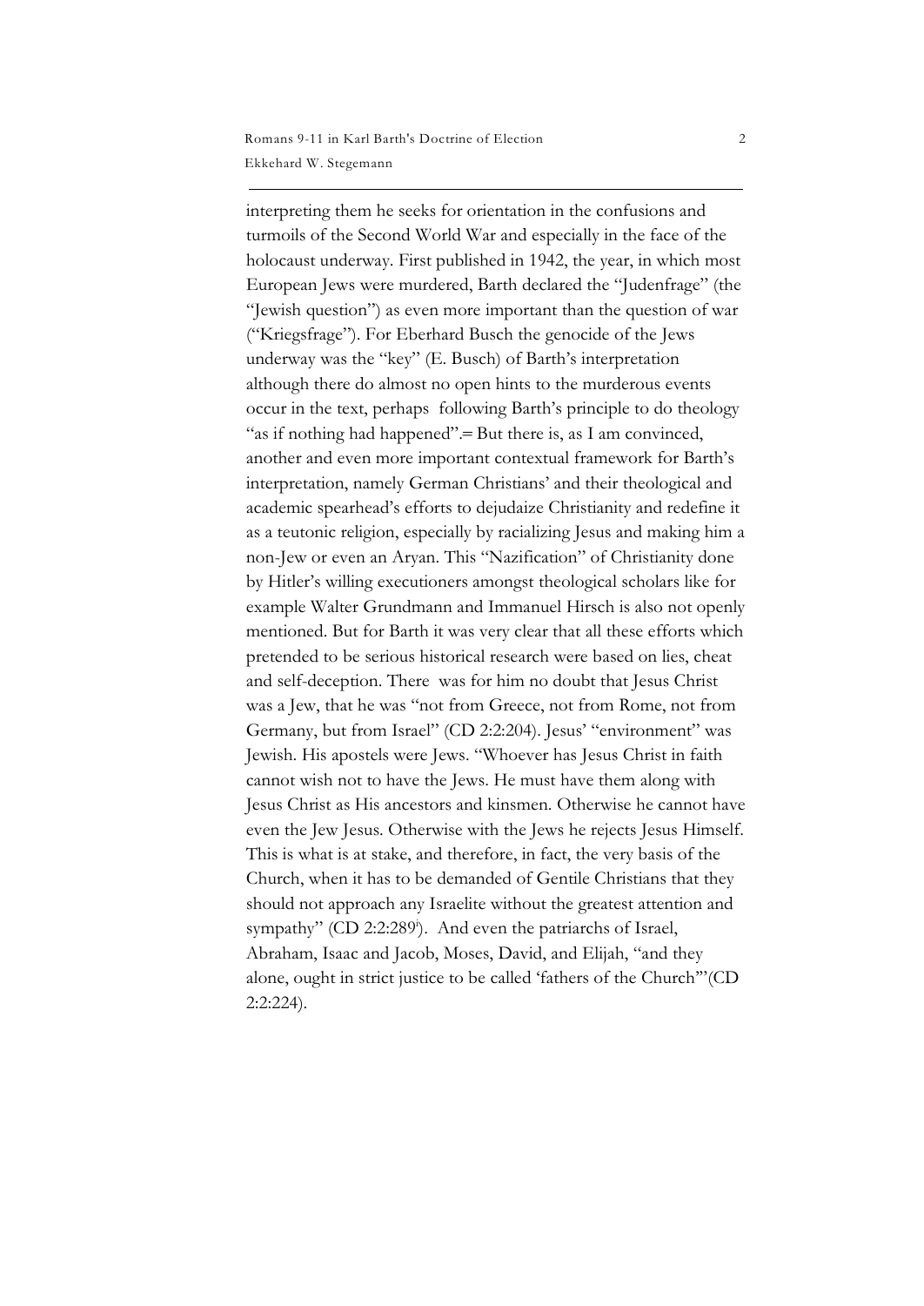interpreting them he seeks for orientation in the confusions and turmoils of the Second World War and especially in the face of the holocaust underway. First published in 1942, the year, in which most European Jews were murdered, Barth declared the "Judenfrage" (the "Jewish question") as even more important than the question of war ("Kriegsfrage"). For Eberhard Busch the genocide of the Jews underway was the "key" (E. Busch) of Barth's interpretation although there do almost no open hints to the murderous events occur in the text, perhaps following Barth's principle to do theology "as if nothing had happened".= But there is, as I am convinced, another and even more important contextual framework for Barth's interpretation, namely German Christians' and their theological and academic spearhead's efforts to dejudaize Christianity and redefine it as a teutonic religion, especially by racializing Jesus and making him a non-Jew or even an Aryan. This "Nazification" of Christianity done by Hitler's willing executioners amongst theological scholars like for example Walter Grundmann and Immanuel Hirsch is also not openly mentioned. But for Barth it was very clear that all these efforts which pretended to be serious historical research were based on lies, cheat and self-deception. There was for him no doubt that Jesus Christ was a Jew, that he was "not from Greece, not from Rome, not from Germany, but from Israel" (CD 2:2:204). Jesus' "environment" was Jewish. His apostels were Jews. "Whoever has Jesus Christ in faith cannot wish not to have the Jews. He must have them along with Jesus Christ as His ancestors and kinsmen. Otherwise he cannot have even the Jew Jesus. Otherwise with the Jews he rejects Jesus Himself. This is what is at stake, and therefore, in fact, the very basis of the Church, when it has to be demanded of Gentile Christians that they should not approach any Israelite without the greatest attention and sympathy" (CD 2:2:289[i]). And even the patriarchs of Israel, Abraham, Isaac and Jacob, Moses, David, and Elijah, "and they alone, ought in strict justice to be called 'fathers of the Church'"(CD 2:2:224).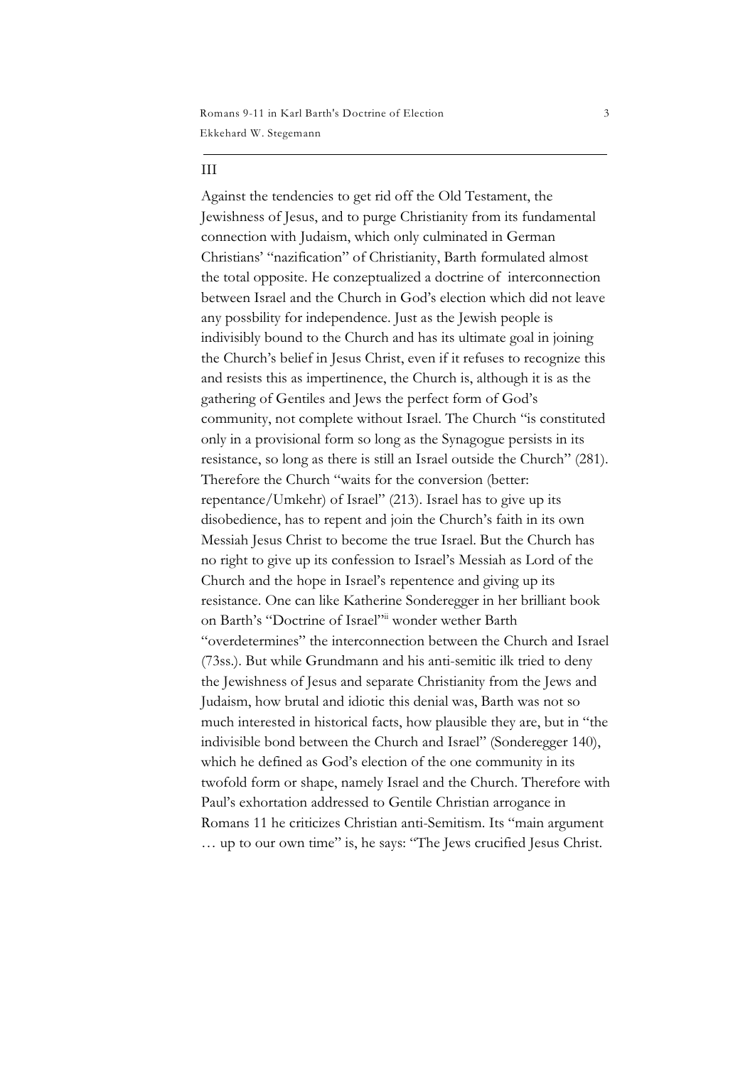## III

Against the tendencies to get rid off the Old Testament, the Jewishness of Jesus, and to purge Christianity from its fundamental connection with Judaism, which only culminated in German Christians' "nazification" of Christianity, Barth formulated almost the total opposite. He conzeptualized a doctrine of interconnection between Israel and the Church in God's election which did not leave any possbility for independence. Just as the Jewish people is indivisibly bound to the Church and has its ultimate goal in joining the Church's belief in Jesus Christ, even if it refuses to recognize this and resists this as impertinence, the Church is, although it is as the gathering of Gentiles and Jews the perfect form of God's community, not complete without Israel. The Church "is constituted only in a provisional form so long as the Synagogue persists in its resistance, so long as there is still an Israel outside the Church" (281). Therefore the Church "waits for the conversion (better: repentance/Umkehr) of Israel" (213). Israel has to give up its disobedience, has to repent and join the Church's faith in its own Messiah Jesus Christ to become the true Israel. But the Church has no right to give up its confession to Israel's Messiah as Lord of the Church and the hope in Israel's repentence and giving up its resistance. One can like Katherine Sonderegger in her brilliant book on Barth's "Doctrine of Israel"[iii] wonder wether Barth "overdetermines" the interconnection between the Church and Israel (73ss.). But while Grundmann and his anti-semitic ilk tried to deny the Jewishness of Jesus and separate Christianity from the Jews and Judaism, how brutal and idiotic this denial was, Barth was not so much interested in historical facts, how plausible they are, but in "the indivisible bond between the Church and Israel" (Sonderegger 140), which he defined as God's election of the one community in its twofold form or shape, namely Israel and the Church. Therefore with Paul's exhortation addressed to Gentile Christian arrogance in Romans 11 he criticizes Christian anti-Semitism. Its "main argument … up to our own time" is, he says: "The Jews crucified Jesus Christ.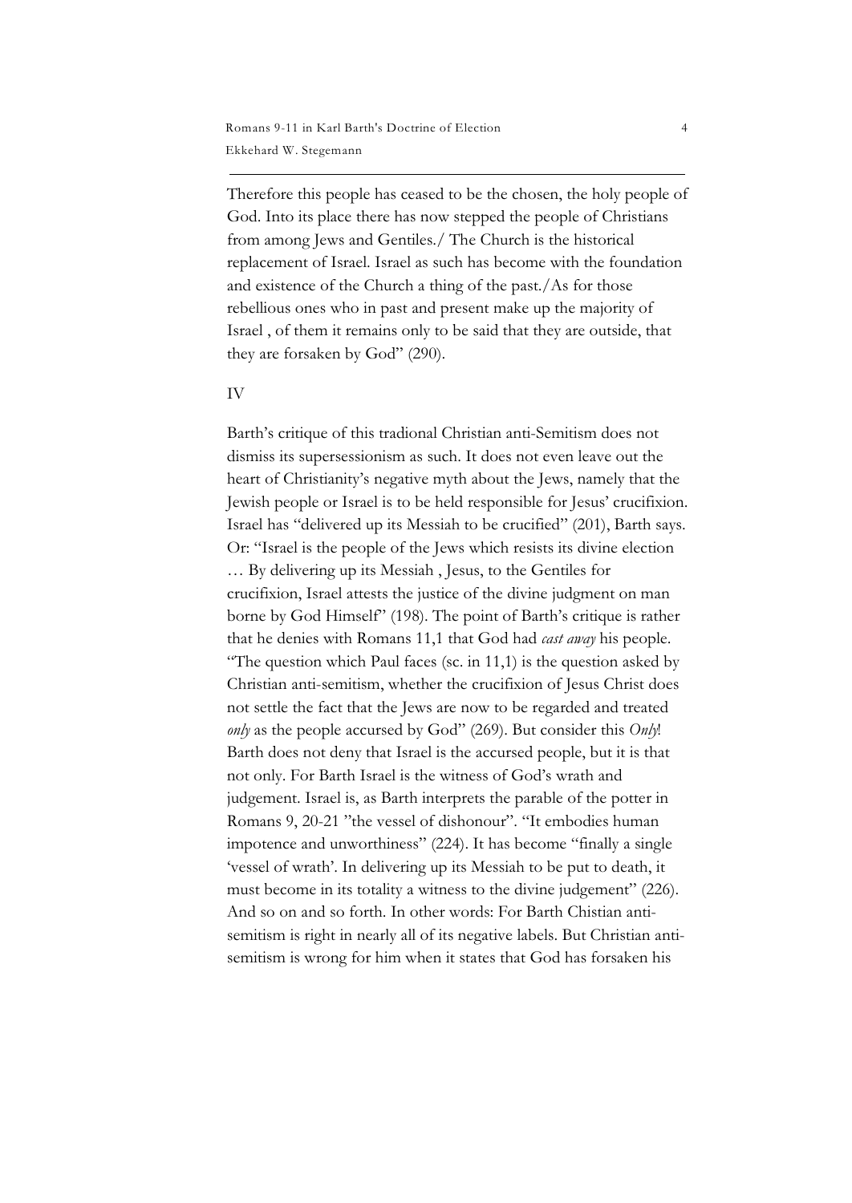Therefore this people has ceased to be the chosen, the holy people of God. Into its place there has now stepped the people of Christians from among Jews and Gentiles./ The Church is the historical replacement of Israel. Israel as such has become with the foundation and existence of the Church a thing of the past./As for those rebellious ones who in past and present make up the majority of Israel , of them it remains only to be said that they are outside, that they are forsaken by God" (290).

## IV

Barth's critique of this tradional Christian anti-Semitism does not dismiss its supersessionism as such. It does not even leave out the heart of Christianity's negative myth about the Jews, namely that the Jewish people or Israel is to be held responsible for Jesus' crucifixion. Israel has "delivered up its Messiah to be crucified" (201), Barth says. Or: "Israel is the people of the Jews which resists its divine election … By delivering up its Messiah , Jesus, to the Gentiles for crucifixion, Israel attests the justice of the divine judgment on man borne by God Himself" (198). The point of Barth's critique is rather that he denies with Romans 11,1 that God had *cast away* his people. "The question which Paul faces (sc. in 11,1) is the question asked by Christian anti-semitism, whether the crucifixion of Jesus Christ does not settle the fact that the Jews are now to be regarded and treated *only* as the people accursed by God" (269). But consider this *Only*! Barth does not deny that Israel is the accursed people, but it is that not only. For Barth Israel is the witness of God's wrath and judgement. Israel is, as Barth interprets the parable of the potter in Romans 9, 20-21 "the vessel of dishonour". "It embodies human impotence and unworthiness" (224). It has become "finally a single 'vessel of wrath'. In delivering up its Messiah to be put to death, it must become in its totality a witness to the divine judgement" (226). And so on and so forth. In other words: For Barth Christian anti-semitism is right in nearly all of its negative labels. But Christian anti-semitism is wrong for him when it states that God has forsaken his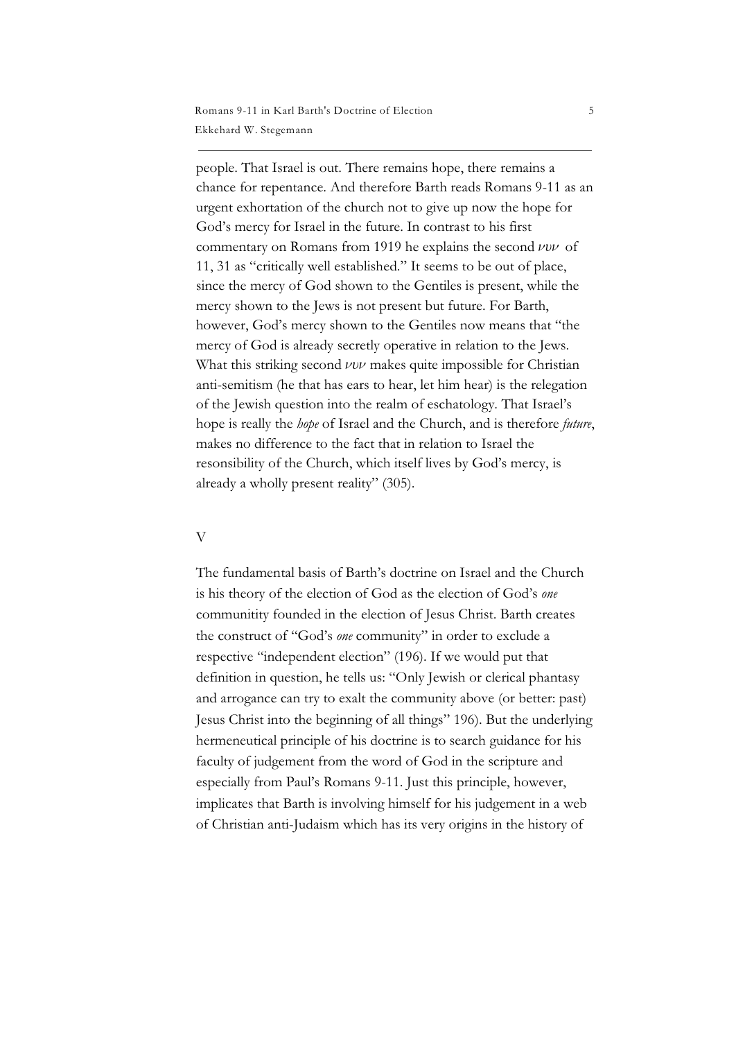people. That Israel is out. There remains hope, there remains a chance for repentance. And therefore Barth reads Romans 9-11 as an urgent exhortation of the church not to give up now the hope for God's mercy for Israel in the future. In contrast to his first commentary on Romans from 1919 he explains the second νυν of 11, 31 as "critically well established." It seems to be out of place, since the mercy of God shown to the Gentiles is present, while the mercy shown to the Jews is not present but future. For Barth, however, God's mercy shown to the Gentiles now means that "the mercy of God is already secretly operative in relation to the Jews. What this striking second νυν makes quite impossible for Christian anti-semitism (he that has ears to hear, let him hear) is the relegation of the Jewish question into the realm of eschatology. That Israel's hope is really the *hope* of Israel and the Church, and is therefore *future*, makes no difference to the fact that in relation to Israel the resonsibility of the Church, which itself lives by God's mercy, is already a wholly present reality" (305).

## V

The fundamental basis of Barth's doctrine on Israel and the Church is his theory of the election of God as the election of God's *one* communitity founded in the election of Jesus Christ. Barth creates the construct of "God's *one* community" in order to exclude a respective "independent election" (196). If we would put that definition in question, he tells us: "Only Jewish or clerical phantasy and arrogance can try to exalt the community above (or better: past) Jesus Christ into the beginning of all things" 196). But the underlying hermeneutical principle of his doctrine is to search guidance for his faculty of judgement from the word of God in the scripture and especially from Paul's Romans 9-11. Just this principle, however, implicates that Barth is involving himself for his judgement in a web of Christian anti-Judaism which has its very origins in the history of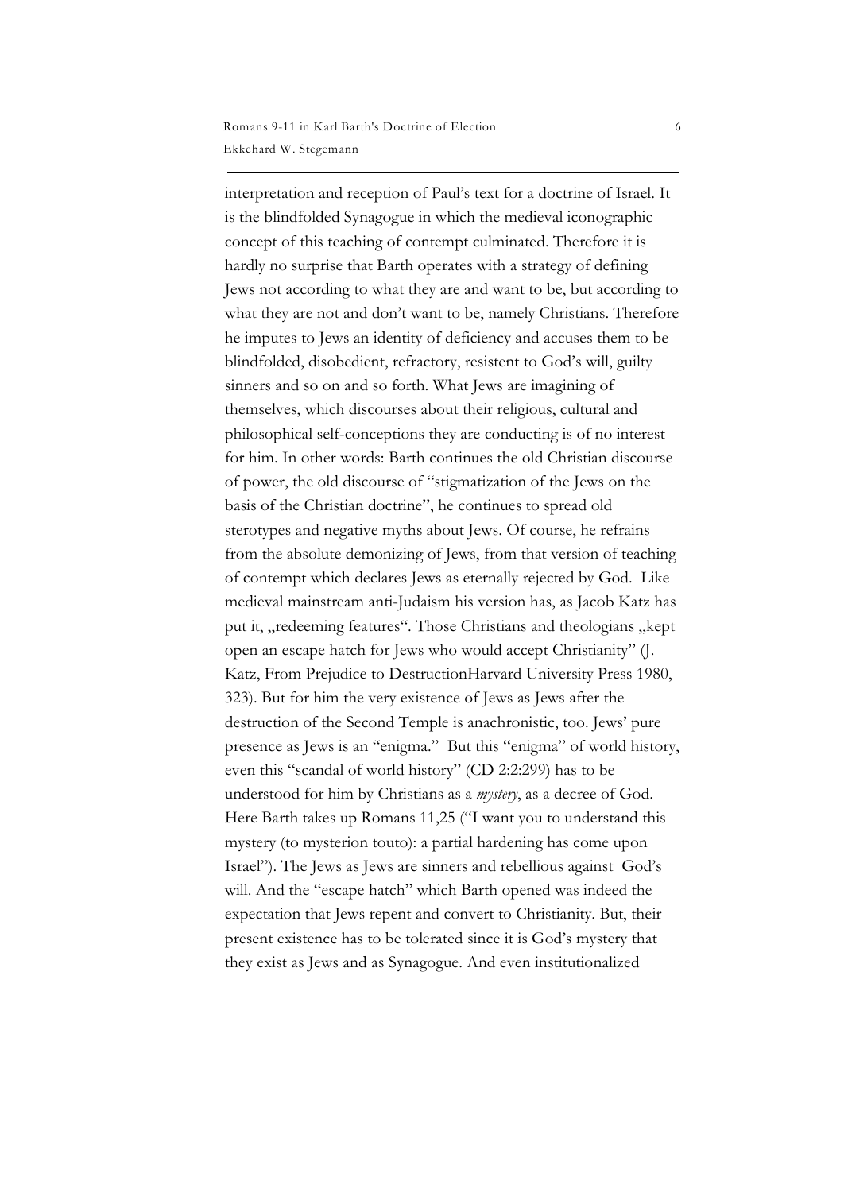interpretation and reception of Paul's text for a doctrine of Israel. It is the blindfolded Synagogue in which the medieval iconographic concept of this teaching of contempt culminated. Therefore it is hardly no surprise that Barth operates with a strategy of defining Jews not according to what they are and want to be, but according to what they are not and don't want to be, namely Christians. Therefore he imputes to Jews an identity of deficiency and accuses them to be blindfolded, disobedient, refractory, resistent to God's will, guilty sinners and so on and so forth. What Jews are imagining of themselves, which discourses about their religious, cultural and philosophical self-conceptions they are conducting is of no interest for him. In other words: Barth continues the old Christian discourse of power, the old discourse of "stigmatization of the Jews on the basis of the Christian doctrine", he continues to spread old sterotypes and negative myths about Jews. Of course, he refrains from the absolute demonizing of Jews, from that version of teaching of contempt which declares Jews as eternally rejected by God. Like medieval mainstream anti-Judaism his version has, as Jacob Katz has put it, „redeeming features". Those Christians and theologians „kept open an escape hatch for Jews who would accept Christianity" (J. Katz, From Prejudice to DestructionHarvard University Press 1980, 323). But for him the very existence of Jews as Jews after the destruction of the Second Temple is anachronistic, too. Jews' pure presence as Jews is an "enigma." But this "enigma" of world history, even this "scandal of world history" (CD 2:2:299) has to be understood for him by Christians as a *mystery*, as a decree of God. Here Barth takes up Romans 11,25 ("I want you to understand this mystery (to mysterion touto): a partial hardening has come upon Israel"). The Jews as Jews are sinners and rebellious against God's will. And the "escape hatch" which Barth opened was indeed the expectation that Jews repent and convert to Christianity. But, their present existence has to be tolerated since it is God's mystery that they exist as Jews and as Synagogue. And even institutionalized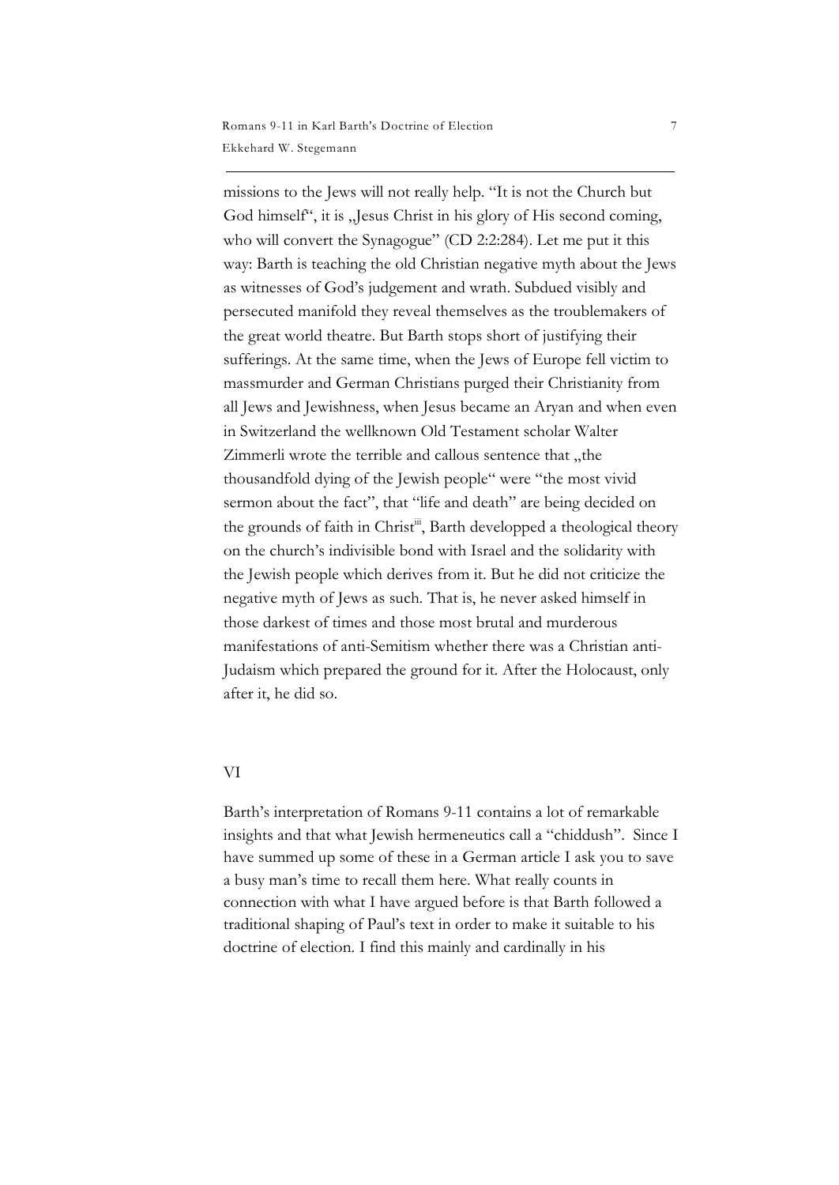missions to the Jews will not really help. "It is not the Church but God himself", it is „Jesus Christ in his glory of His second coming, who will convert the Synagogue" (CD 2:2:284). Let me put it this way: Barth is teaching the old Christian negative myth about the Jews as witnesses of God's judgement and wrath. Subdued visibly and persecuted manifold they reveal themselves as the troublemakers of the great world theatre. But Barth stops short of justifying their sufferings. At the same time, when the Jews of Europe fell victim to massmurder and German Christians purged their Christianity from all Jews and Jewishness, when Jesus became an Aryan and when even in Switzerland the wellknown Old Testament scholar Walter Zimmerli wrote the terrible and callous sentence that „the thousandfold dying of the Jewish people" were "the most vivid sermon about the fact", that "life and death" are being decided on the grounds of faith in Christ[iii], Barth developped a theological theory on the church's indivisible bond with Israel and the solidarity with the Jewish people which derives from it. But he did not criticize the negative myth of Jews as such. That is, he never asked himself in those darkest of times and those most brutal and murderous manifestations of anti-Semitism whether there was a Christian anti-Judaism which prepared the ground for it. After the Holocaust, only after it, he did so.

## VI

Barth's interpretation of Romans 9-11 contains a lot of remarkable insights and that what Jewish hermeneutics call a "chiddush". Since I have summed up some of these in a German article I ask you to save a busy man's time to recall them here. What really counts in connection with what I have argued before is that Barth followed a traditional shaping of Paul's text in order to make it suitable to his doctrine of election. I find this mainly and cardinally in his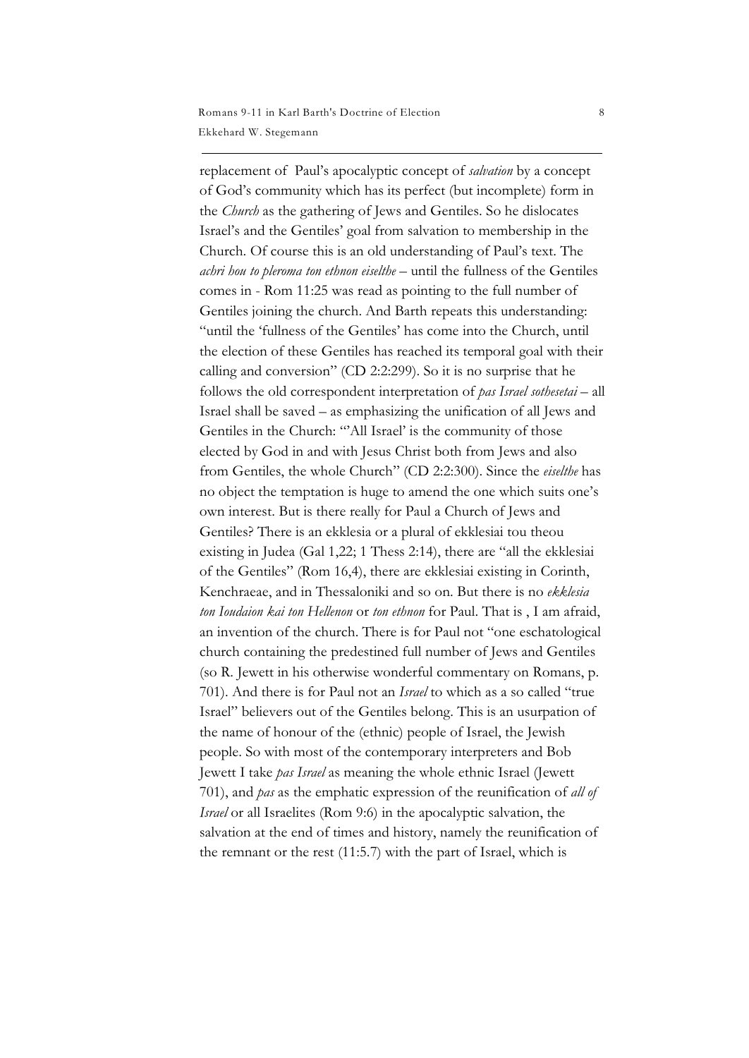replacement of Paul's apocalyptic concept of *salvation* by a concept of God's community which has its perfect (but incomplete) form in the *Church* as the gathering of Jews and Gentiles. So he dislocates Israel's and the Gentiles' goal from salvation to membership in the Church. Of course this is an old understanding of Paul's text. The *achri hou to pleroma ton ethnon eiselthe* – until the fullness of the Gentiles comes in - Rom 11:25 was read as pointing to the full number of Gentiles joining the church. And Barth repeats this understanding: "until the 'fullness of the Gentiles' has come into the Church, until the election of these Gentiles has reached its temporal goal with their calling and conversion" (CD 2:2:299). So it is no surprise that he follows the old correspondent interpretation of *pas Israel sothesetai* – all Israel shall be saved – as emphasizing the unification of all Jews and Gentiles in the Church: "'All Israel' is the community of those elected by God in and with Jesus Christ both from Jews and also from Gentiles, the whole Church" (CD 2:2:300). Since the *eiselthe* has no object the temptation is huge to amend the one which suits one's own interest. But is there really for Paul a Church of Jews and Gentiles? There is an ekklesia or a plural of ekklesiai tou theou existing in Judea (Gal 1,22; 1 Thess 2:14), there are "all the ekklesiai of the Gentiles" (Rom 16,4), there are ekklesiai existing in Corinth, Kenchraeae, and in Thessaloniki and so on. But there is no *ekklesia ton Ioudaion kai ton Hellenon* or *ton ethnon* for Paul. That is , I am afraid, an invention of the church. There is for Paul not "one eschatological church containing the predestined full number of Jews and Gentiles (so R. Jewett in his otherwise wonderful commentary on Romans, p. 701). And there is for Paul not an *Israel* to which as a so called "true Israel" believers out of the Gentiles belong. This is an usurpation of the name of honour of the (ethnic) people of Israel, the Jewish people. So with most of the contemporary interpreters and Bob Jewett I take *pas Israel* as meaning the whole ethnic Israel (Jewett 701), and *pas* as the emphatic expression of the reunification of *all of Israel* or all Israelites (Rom 9:6) in the apocalyptic salvation, the salvation at the end of times and history, namely the reunification of the remnant or the rest (11:5.7) with the part of Israel, which is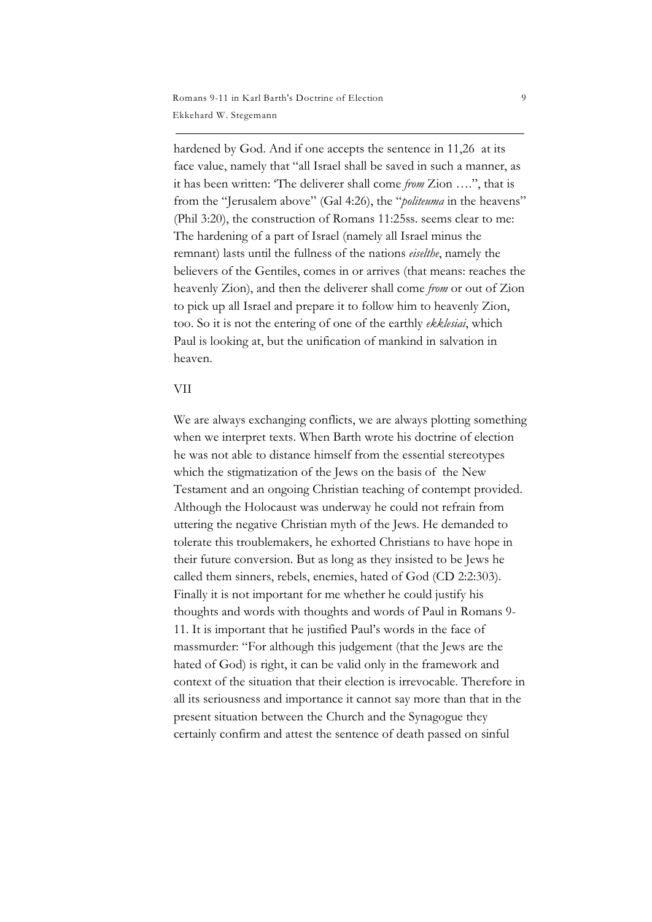hardened by God. And if one accepts the sentence in 11,26 at its face value, namely that "all Israel shall be saved in such a manner, as it has been written: 'The deliverer shall come *from* Zion ….", that is from the "Jerusalem above" (Gal 4:26), the "*politeuma* in the heavens" (Phil 3:20), the construction of Romans 11:25ss. seems clear to me: The hardening of a part of Israel (namely all Israel minus the remnant) lasts until the fullness of the nations *eiselthe*, namely the believers of the Gentiles, comes in or arrives (that means: reaches the heavenly Zion), and then the deliverer shall come *from* or out of Zion to pick up all Israel and prepare it to follow him to heavenly Zion, too. So it is not the entering of one of the earthly *ekklesiai*, which Paul is looking at, but the unification of mankind in salvation in heaven.

## VII

We are always exchanging conflicts, we are always plotting something when we interpret texts. When Barth wrote his doctrine of election he was not able to distance himself from the essential stereotypes which the stigmatization of the Jews on the basis of the New Testament and an ongoing Christian teaching of contempt provided. Although the Holocaust was underway he could not refrain from uttering the negative Christian myth of the Jews. He demanded to tolerate this troublemakers, he exhorted Christians to have hope in their future conversion. But as long as they insisted to be Jews he called them sinners, rebels, enemies, hated of God (CD 2:2:303). Finally it is not important for me whether he could justify his thoughts and words with thoughts and words of Paul in Romans 9-11. It is important that he justified Paul's words in the face of massmurder: "For although this judgement (that the Jews are the hated of God) is right, it can be valid only in the framework and context of the situation that their election is irrevocable. Therefore in all its seriousness and importance it cannot say more than that in the present situation between the Church and the Synagogue they certainly confirm and attest the sentence of death passed on sinful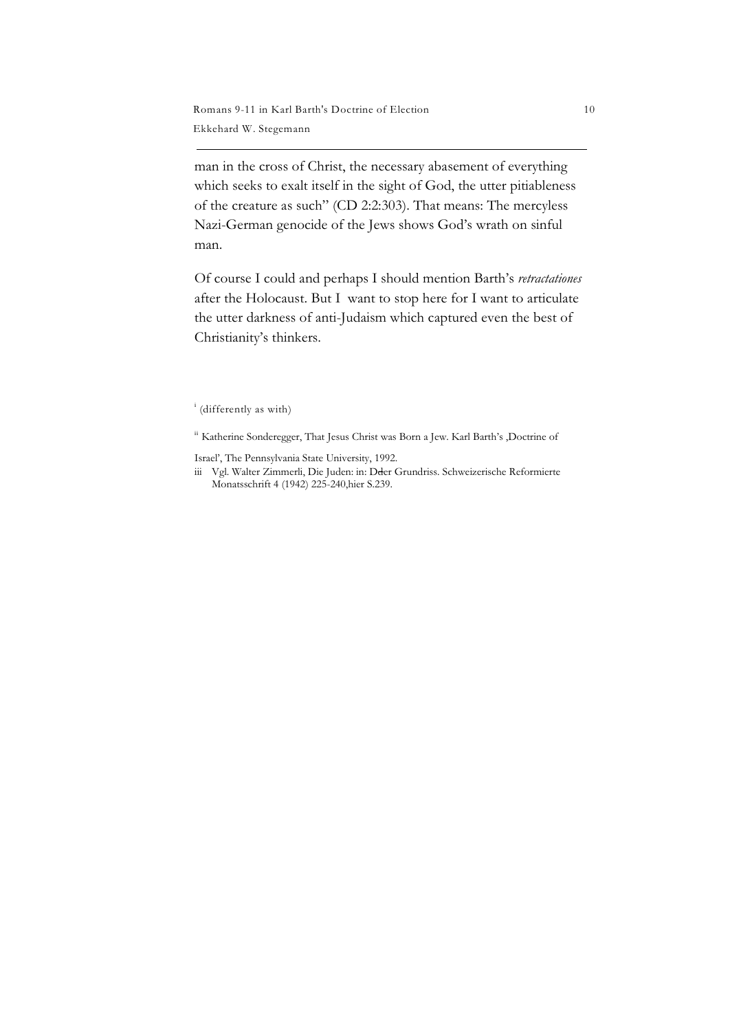man in the cross of Christ, the necessary abasement of everything which seeks to exalt itself in the sight of God, the utter pitiableness of the creature as such" (CD 2:2:303). That means: The mercyless Nazi-German genocide of the Jews shows God's wrath on sinful man.

Of course I could and perhaps I should mention Barth's *retractationes* after the Holocaust. But I want to stop here for I want to articulate the utter darkness of anti-Judaism which captured even the best of Christianity's thinkers.

[i] (differently as with)

[ii] Katherine Sonderegger, That Jesus Christ was Born a Jew. Karl Barth's ‚Doctrine of Israel', The Pennsylvania State University, 1992.

[iii] Vgl. Walter Zimmerli, Die Juden: in: Ddɇr Grundriss. Schweizerische Reformierte Monatsschrift 4 (1942) 225-240,hier S.239.